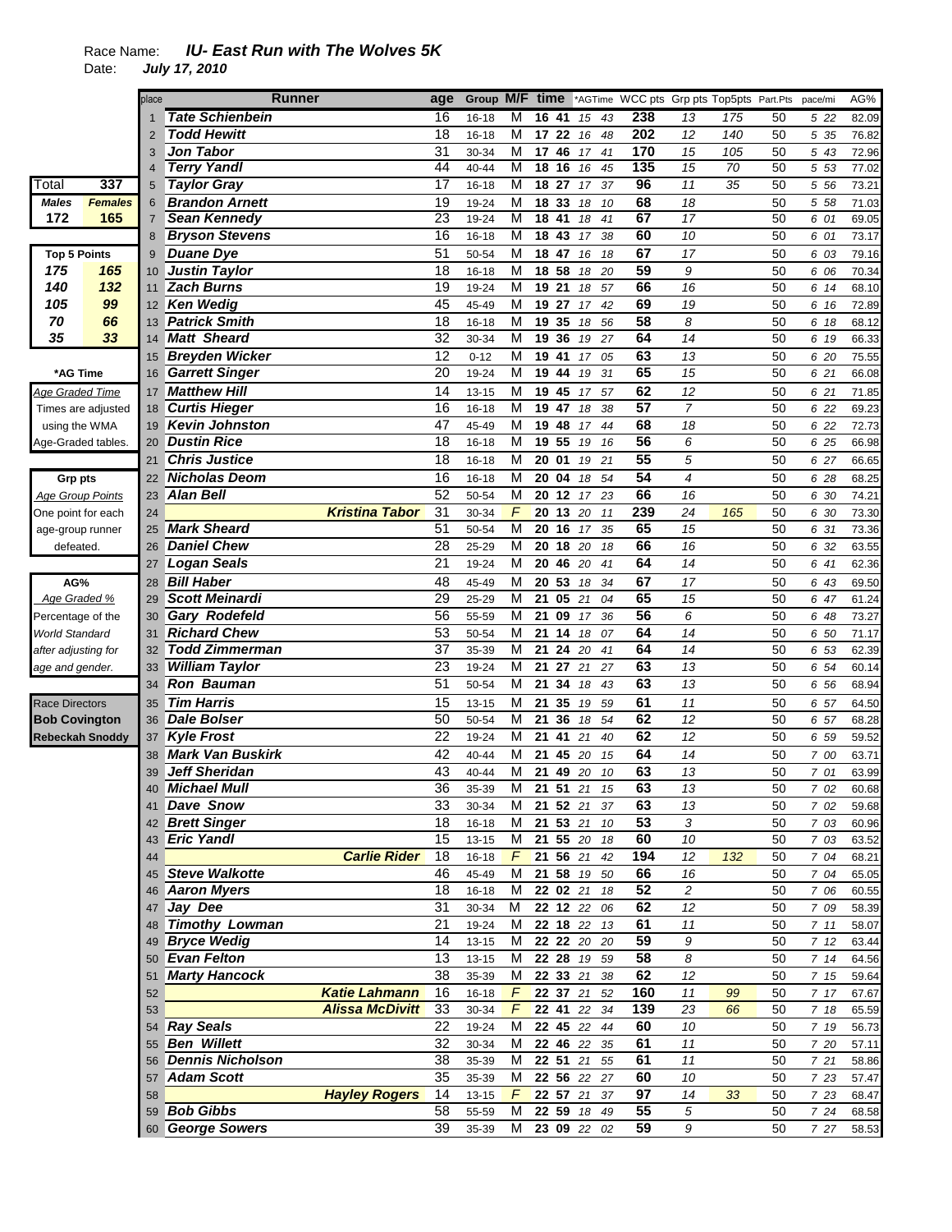Race Name: ***IU- East Run with The Wolves 5K***

Date: ***July 17, 2010***

| Total | 337 |
|---|---|
| Males | Females |
| 172 | 165 |

| Top 5 Points | |
|---|---|
| 175 | 165 |
| 140 | 132 |
| 105 | 99 |
| 70 | 66 |
| 35 | 33 |

**\*AG Time**

Age Graded Time
Times are adjusted using the WMA Age-Graded tables.

**Grp pts**

Age Group Points
One point for each age-group runner defeated.

**AG%**

Age Graded %
Percentage of the World Standard after adjusting for age and gender.

**Race Directors**
**Bob Covington**
**Rebeckah Snoddy**

| place | Runner | age | Group | M/F | time | *AGTime | WCC pts | Grp pts | Top5pts | Part.Pts | pace/mi | AG% |
|---|---|---|---|---|---|---|---|---|---|---|---|---|
| 1 | Tate Schienbein | 16 | 16-18 | M | 16 41 | 15 43 | 238 | 13 | 175 | 50 | 5 22 | 82.09 |
| 2 | Todd Hewitt | 18 | 16-18 | M | 17 22 | 16 48 | 202 | 12 | 140 | 50 | 5 35 | 76.82 |
| 3 | Jon Tabor | 31 | 30-34 | M | 17 46 | 17 41 | 170 | 15 | 105 | 50 | 5 43 | 72.96 |
| 4 | Terry Yandl | 44 | 40-44 | M | 18 16 | 16 45 | 135 | 15 | 70 | 50 | 5 53 | 77.02 |
| 5 | Taylor Gray | 17 | 16-18 | M | 18 27 | 17 37 | 96 | 11 | 35 | 50 | 5 56 | 73.21 |
| 6 | Brandon Arnett | 19 | 19-24 | M | 18 33 | 18 10 | 68 | 18 | | 50 | 5 58 | 71.03 |
| 7 | Sean Kennedy | 23 | 19-24 | M | 18 41 | 18 41 | 67 | 17 | | 50 | 6 01 | 69.05 |
| 8 | Bryson Stevens | 16 | 16-18 | M | 18 43 | 17 38 | 60 | 10 | | 50 | 6 01 | 73.17 |
| 9 | Duane Dye | 51 | 50-54 | M | 18 47 | 16 18 | 67 | 17 | | 50 | 6 03 | 79.16 |
| 10 | Justin Taylor | 18 | 16-18 | M | 18 58 | 18 20 | 59 | 9 | | 50 | 6 06 | 70.34 |
| 11 | Zach Burns | 19 | 19-24 | M | 19 21 | 18 57 | 66 | 16 | | 50 | 6 14 | 68.10 |
| 12 | Ken Wedig | 45 | 45-49 | M | 19 27 | 17 42 | 69 | 19 | | 50 | 6 16 | 72.89 |
| 13 | Patrick Smith | 18 | 16-18 | M | 19 35 | 18 56 | 58 | 8 | | 50 | 6 18 | 68.12 |
| 14 | Matt Sheard | 32 | 30-34 | M | 19 36 | 19 27 | 64 | 14 | | 50 | 6 19 | 66.33 |
| 15 | Breyden Wicker | 12 | 0-12 | M | 19 41 | 17 05 | 63 | 13 | | 50 | 6 20 | 75.55 |
| 16 | Garrett Singer | 20 | 19-24 | M | 19 44 | 19 31 | 65 | 15 | | 50 | 6 21 | 66.08 |
| 17 | Matthew Hill | 14 | 13-15 | M | 19 45 | 17 57 | 62 | 12 | | 50 | 6 21 | 71.85 |
| 18 | Curtis Hieger | 16 | 16-18 | M | 19 47 | 18 38 | 57 | 7 | | 50 | 6 22 | 69.23 |
| 19 | Kevin Johnston | 47 | 45-49 | M | 19 48 | 17 44 | 68 | 18 | | 50 | 6 22 | 72.73 |
| 20 | Dustin Rice | 18 | 16-18 | M | 19 55 | 19 16 | 56 | 6 | | 50 | 6 25 | 66.98 |
| 21 | Chris Justice | 18 | 16-18 | M | 20 01 | 19 21 | 55 | 5 | | 50 | 6 27 | 66.65 |
| 22 | Nicholas Deom | 16 | 16-18 | M | 20 04 | 18 54 | 54 | 4 | | 50 | 6 28 | 68.25 |
| 23 | Alan Bell | 52 | 50-54 | M | 20 12 | 17 23 | 66 | 16 | | 50 | 6 30 | 74.21 |
| 24 | Kristina Tabor | 31 | 30-34 | F | 20 13 | 20 11 | 239 | 24 | 165 | 50 | 6 30 | 73.30 |
| 25 | Mark Sheard | 51 | 50-54 | M | 20 16 | 17 35 | 65 | 15 | | 50 | 6 31 | 73.36 |
| 26 | Daniel Chew | 28 | 25-29 | M | 20 18 | 20 18 | 66 | 16 | | 50 | 6 32 | 63.55 |
| 27 | Logan Seals | 21 | 19-24 | M | 20 46 | 20 41 | 64 | 14 | | 50 | 6 41 | 62.36 |
| 28 | Bill Haber | 48 | 45-49 | M | 20 53 | 18 34 | 67 | 17 | | 50 | 6 43 | 69.50 |
| 29 | Scott Meinardi | 29 | 25-29 | M | 21 05 | 21 04 | 65 | 15 | | 50 | 6 47 | 61.24 |
| 30 | Gary Rodefeld | 56 | 55-59 | M | 21 09 | 17 36 | 56 | 6 | | 50 | 6 48 | 73.27 |
| 31 | Richard Chew | 53 | 50-54 | M | 21 14 | 18 07 | 64 | 14 | | 50 | 6 50 | 71.17 |
| 32 | Todd Zimmerman | 37 | 35-39 | M | 21 24 | 20 41 | 64 | 14 | | 50 | 6 53 | 62.39 |
| 33 | William Taylor | 23 | 19-24 | M | 21 27 | 21 27 | 63 | 13 | | 50 | 6 54 | 60.14 |
| 34 | Ron Bauman | 51 | 50-54 | M | 21 34 | 18 43 | 63 | 13 | | 50 | 6 56 | 68.94 |
| 35 | Tim Harris | 15 | 13-15 | M | 21 35 | 19 59 | 61 | 11 | | 50 | 6 57 | 64.50 |
| 36 | Dale Bolser | 50 | 50-54 | M | 21 36 | 18 54 | 62 | 12 | | 50 | 6 57 | 68.28 |
| 37 | Kyle Frost | 22 | 19-24 | M | 21 41 | 21 40 | 62 | 12 | | 50 | 6 59 | 59.52 |
| 38 | Mark Van Buskirk | 42 | 40-44 | M | 21 45 | 20 15 | 64 | 14 | | 50 | 7 00 | 63.71 |
| 39 | Jeff Sheridan | 43 | 40-44 | M | 21 49 | 20 10 | 63 | 13 | | 50 | 7 01 | 63.99 |
| 40 | Michael Mull | 36 | 35-39 | M | 21 51 | 21 15 | 63 | 13 | | 50 | 7 02 | 60.68 |
| 41 | Dave Snow | 33 | 30-34 | M | 21 52 | 21 37 | 63 | 13 | | 50 | 7 02 | 59.68 |
| 42 | Brett Singer | 18 | 16-18 | M | 21 53 | 21 10 | 53 | 3 | | 50 | 7 03 | 60.96 |
| 43 | Eric Yandl | 15 | 13-15 | M | 21 55 | 20 18 | 60 | 10 | | 50 | 7 03 | 63.52 |
| 44 | Carlie Rider | 18 | 16-18 | F | 21 56 | 21 42 | 194 | 12 | 132 | 50 | 7 04 | 68.21 |
| 45 | Steve Walkotte | 46 | 45-49 | M | 21 58 | 19 50 | 66 | 16 | | 50 | 7 04 | 65.05 |
| 46 | Aaron Myers | 18 | 16-18 | M | 22 02 | 21 18 | 52 | 2 | | 50 | 7 06 | 60.55 |
| 47 | Jay Dee | 31 | 30-34 | M | 22 12 | 22 06 | 62 | 12 | | 50 | 7 09 | 58.39 |
| 48 | Timothy Lowman | 21 | 19-24 | M | 22 18 | 22 13 | 61 | 11 | | 50 | 7 11 | 58.07 |
| 49 | Bryce Wedig | 14 | 13-15 | M | 22 22 | 20 20 | 59 | 9 | | 50 | 7 12 | 63.44 |
| 50 | Evan Felton | 13 | 13-15 | M | 22 28 | 19 59 | 58 | 8 | | 50 | 7 14 | 64.56 |
| 51 | Marty Hancock | 38 | 35-39 | M | 22 33 | 21 38 | 62 | 12 | | 50 | 7 15 | 59.64 |
| 52 | Katie Lahmann | 16 | 16-18 | F | 22 37 | 21 52 | 160 | 11 | 99 | 50 | 7 17 | 67.67 |
| 53 | Alissa McDivitt | 33 | 30-34 | F | 22 41 | 22 34 | 139 | 23 | 66 | 50 | 7 18 | 65.59 |
| 54 | Ray Seals | 22 | 19-24 | M | 22 45 | 22 44 | 60 | 10 | | 50 | 7 19 | 56.73 |
| 55 | Ben Willett | 32 | 30-34 | M | 22 46 | 22 35 | 61 | 11 | | 50 | 7 20 | 57.11 |
| 56 | Dennis Nicholson | 38 | 35-39 | M | 22 51 | 21 55 | 61 | 11 | | 50 | 7 21 | 58.86 |
| 57 | Adam Scott | 35 | 35-39 | M | 22 56 | 22 27 | 60 | 10 | | 50 | 7 23 | 57.47 |
| 58 | Hayley Rogers | 14 | 13-15 | F | 22 57 | 21 37 | 97 | 14 | 33 | 50 | 7 23 | 68.47 |
| 59 | Bob Gibbs | 58 | 55-59 | M | 22 59 | 18 49 | 55 | 5 | | 50 | 7 24 | 68.58 |
| 60 | George Sowers | 39 | 35-39 | M | 23 09 | 22 02 | 59 | 9 | | 50 | 7 27 | 58.53 |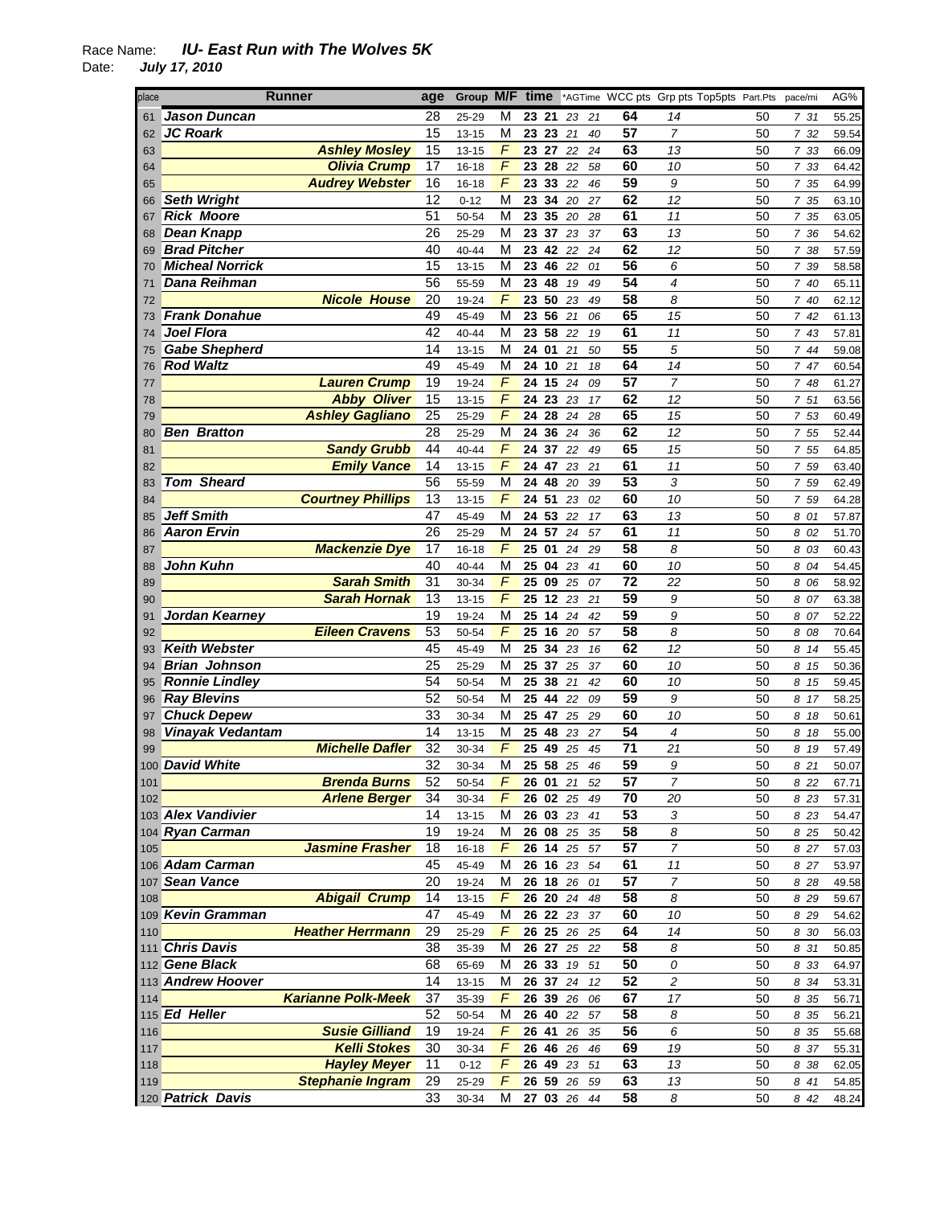Race Name: ***IU- East Run with The Wolves 5K***
Date: ***July 17, 2010***

| place | Runner | age | Group | M/F | time | *AGTime | WCC pts | Grp pts | Top5pts | Part.Pts | pace/mi | AG% |
|---|---|---|---|---|---|---|---|---|---|---|---|---|
| 61 | **Jason Duncan** | 28 | 25-29 | M | 23 21 | 23 21 | 64 | 14 | | 50 | 7 31 | 55.25 |
| 62 | **JC Roark** | 15 | 13-15 | M | 23 23 | 21 40 | 57 | 7 | | 50 | 7 32 | 59.54 |
| 63 | **Ashley Mosley** | 15 | 13-15 | F | 23 27 | 22 24 | 63 | 13 | | 50 | 7 33 | 66.09 |
| 64 | **Olivia Crump** | 17 | 16-18 | F | 23 28 | 22 58 | 60 | 10 | | 50 | 7 33 | 64.42 |
| 65 | **Audrey Webster** | 16 | 16-18 | F | 23 33 | 22 46 | 59 | 9 | | 50 | 7 35 | 64.99 |
| 66 | **Seth Wright** | 12 | 0-12 | M | 23 34 | 20 27 | 62 | 12 | | 50 | 7 35 | 63.10 |
| 67 | **Rick Moore** | 51 | 50-54 | M | 23 35 | 20 28 | 61 | 11 | | 50 | 7 35 | 63.05 |
| 68 | **Dean Knapp** | 26 | 25-29 | M | 23 37 | 23 37 | 63 | 13 | | 50 | 7 36 | 54.62 |
| 69 | **Brad Pitcher** | 40 | 40-44 | M | 23 42 | 22 24 | 62 | 12 | | 50 | 7 38 | 57.59 |
| 70 | **Micheal Norrick** | 15 | 13-15 | M | 23 46 | 22 01 | 56 | 6 | | 50 | 7 39 | 58.58 |
| 71 | **Dana Reihman** | 56 | 55-59 | M | 23 48 | 19 49 | 54 | 4 | | 50 | 7 40 | 65.11 |
| 72 | **Nicole House** | 20 | 19-24 | F | 23 50 | 23 49 | 58 | 8 | | 50 | 7 40 | 62.12 |
| 73 | **Frank Donahue** | 49 | 45-49 | M | 23 56 | 21 06 | 65 | 15 | | 50 | 7 42 | 61.13 |
| 74 | **Joel Flora** | 42 | 40-44 | M | 23 58 | 22 19 | 61 | 11 | | 50 | 7 43 | 57.81 |
| 75 | **Gabe Shepherd** | 14 | 13-15 | M | 24 01 | 21 50 | 55 | 5 | | 50 | 7 44 | 59.08 |
| 76 | **Rod Waltz** | 49 | 45-49 | M | 24 10 | 21 18 | 64 | 14 | | 50 | 7 47 | 60.54 |
| 77 | **Lauren Crump** | 19 | 19-24 | F | 24 15 | 24 09 | 57 | 7 | | 50 | 7 48 | 61.27 |
| 78 | **Abby Oliver** | 15 | 13-15 | F | 24 23 | 23 17 | 62 | 12 | | 50 | 7 51 | 63.56 |
| 79 | **Ashley Gagliano** | 25 | 25-29 | F | 24 28 | 24 28 | 65 | 15 | | 50 | 7 53 | 60.49 |
| 80 | **Ben Bratton** | 28 | 25-29 | M | 24 36 | 24 36 | 62 | 12 | | 50 | 7 55 | 52.44 |
| 81 | **Sandy Grubb** | 44 | 40-44 | F | 24 37 | 22 49 | 65 | 15 | | 50 | 7 55 | 64.85 |
| 82 | **Emily Vance** | 14 | 13-15 | F | 24 47 | 23 21 | 61 | 11 | | 50 | 7 59 | 63.40 |
| 83 | **Tom Sheard** | 56 | 55-59 | M | 24 48 | 20 39 | 53 | 3 | | 50 | 7 59 | 62.49 |
| 84 | **Courtney Phillips** | 13 | 13-15 | F | 24 51 | 23 02 | 60 | 10 | | 50 | 7 59 | 64.28 |
| 85 | **Jeff Smith** | 47 | 45-49 | M | 24 53 | 22 17 | 63 | 13 | | 50 | 8 01 | 57.87 |
| 86 | **Aaron Ervin** | 26 | 25-29 | M | 24 57 | 24 57 | 61 | 11 | | 50 | 8 02 | 51.70 |
| 87 | **Mackenzie Dye** | 17 | 16-18 | F | 25 01 | 24 29 | 58 | 8 | | 50 | 8 03 | 60.43 |
| 88 | **John Kuhn** | 40 | 40-44 | M | 25 04 | 23 41 | 60 | 10 | | 50 | 8 04 | 54.45 |
| 89 | **Sarah Smith** | 31 | 30-34 | F | 25 09 | 25 07 | 72 | 22 | | 50 | 8 06 | 58.92 |
| 90 | **Sarah Hornak** | 13 | 13-15 | F | 25 12 | 23 21 | 59 | 9 | | 50 | 8 07 | 63.38 |
| 91 | **Jordan Kearney** | 19 | 19-24 | M | 25 14 | 24 42 | 59 | 9 | | 50 | 8 07 | 52.22 |
| 92 | **Eileen Cravens** | 53 | 50-54 | F | 25 16 | 20 57 | 58 | 8 | | 50 | 8 08 | 70.64 |
| 93 | **Keith Webster** | 45 | 45-49 | M | 25 34 | 23 16 | 62 | 12 | | 50 | 8 14 | 55.45 |
| 94 | **Brian Johnson** | 25 | 25-29 | M | 25 37 | 25 37 | 60 | 10 | | 50 | 8 15 | 50.36 |
| 95 | **Ronnie Lindley** | 54 | 50-54 | M | 25 38 | 21 42 | 60 | 10 | | 50 | 8 15 | 59.45 |
| 96 | **Ray Blevins** | 52 | 50-54 | M | 25 44 | 22 09 | 59 | 9 | | 50 | 8 17 | 58.25 |
| 97 | **Chuck Depew** | 33 | 30-34 | M | 25 47 | 25 29 | 60 | 10 | | 50 | 8 18 | 50.61 |
| 98 | **Vinayak Vedantam** | 14 | 13-15 | M | 25 48 | 23 27 | 54 | 4 | | 50 | 8 18 | 55.00 |
| 99 | **Michelle Dafler** | 32 | 30-34 | F | 25 49 | 25 45 | 71 | 21 | | 50 | 8 19 | 57.49 |
| 100 | **David White** | 32 | 30-34 | M | 25 58 | 25 46 | 59 | 9 | | 50 | 8 21 | 50.07 |
| 101 | **Brenda Burns** | 52 | 50-54 | F | 26 01 | 21 52 | 57 | 7 | | 50 | 8 22 | 67.71 |
| 102 | **Arlene Berger** | 34 | 30-34 | F | 26 02 | 25 49 | 70 | 20 | | 50 | 8 23 | 57.31 |
| 103 | **Alex Vandivier** | 14 | 13-15 | M | 26 03 | 23 41 | 53 | 3 | | 50 | 8 23 | 54.47 |
| 104 | **Ryan Carman** | 19 | 19-24 | M | 26 08 | 25 35 | 58 | 8 | | 50 | 8 25 | 50.42 |
| 105 | **Jasmine Frasher** | 18 | 16-18 | F | 26 14 | 25 57 | 57 | 7 | | 50 | 8 27 | 57.03 |
| 106 | **Adam Carman** | 45 | 45-49 | M | 26 16 | 23 54 | 61 | 11 | | 50 | 8 27 | 53.97 |
| 107 | **Sean Vance** | 20 | 19-24 | M | 26 18 | 26 01 | 57 | 7 | | 50 | 8 28 | 49.58 |
| 108 | **Abigail Crump** | 14 | 13-15 | F | 26 20 | 24 48 | 58 | 8 | | 50 | 8 29 | 59.67 |
| 109 | **Kevin Gramman** | 47 | 45-49 | M | 26 22 | 23 37 | 60 | 10 | | 50 | 8 29 | 54.62 |
| 110 | **Heather Herrmann** | 29 | 25-29 | F | 26 25 | 26 25 | 64 | 14 | | 50 | 8 30 | 56.03 |
| 111 | **Chris Davis** | 38 | 35-39 | M | 26 27 | 25 22 | 58 | 8 | | 50 | 8 31 | 50.85 |
| 112 | **Gene Black** | 68 | 65-69 | M | 26 33 | 19 51 | 50 | 0 | | 50 | 8 33 | 64.97 |
| 113 | **Andrew Hoover** | 14 | 13-15 | M | 26 37 | 24 12 | 52 | 2 | | 50 | 8 34 | 53.31 |
| 114 | **Karianne Polk-Meek** | 37 | 35-39 | F | 26 39 | 26 06 | 67 | 17 | | 50 | 8 35 | 56.71 |
| 115 | **Ed Heller** | 52 | 50-54 | M | 26 40 | 22 57 | 58 | 8 | | 50 | 8 35 | 56.21 |
| 116 | **Susie Gilliand** | 19 | 19-24 | F | 26 41 | 26 35 | 56 | 6 | | 50 | 8 35 | 55.68 |
| 117 | **Kelli Stokes** | 30 | 30-34 | F | 26 46 | 26 46 | 69 | 19 | | 50 | 8 37 | 55.31 |
| 118 | **Hayley Meyer** | 11 | 0-12 | F | 26 49 | 23 51 | 63 | 13 | | 50 | 8 38 | 62.05 |
| 119 | **Stephanie Ingram** | 29 | 25-29 | F | 26 59 | 26 59 | 63 | 13 | | 50 | 8 41 | 54.85 |
| 120 | **Patrick Davis** | 33 | 30-34 | M | 27 03 | 26 44 | 58 | 8 | | 50 | 8 42 | 48.24 |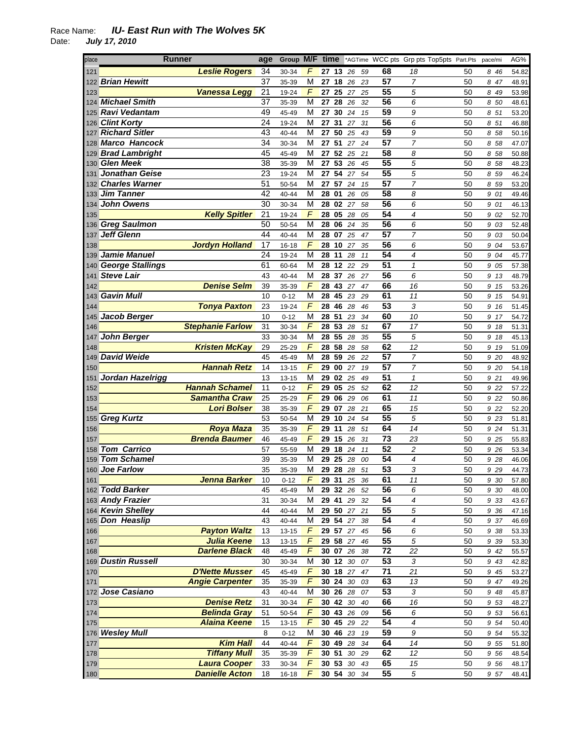Race Name: ***IU- East Run with The Wolves 5K***
Date: ***July 17, 2010***

| place | Runner | age | Group | M/F | time | | *AGTime | | WCC pts | Grp pts | Top5pts | Part.Pts | pace/mi | | AG% |
|---|---|---|---|---|---|---|---|---|---|---|---|---|---|---|---|
| 121 | Leslie Rogers | 34 | 30-34 | F | 27 | 13 | 26 | 59 | 68 | 18 | | 50 | 8 | 46 | 54.82 |
| 122 | Brian Hewitt | 37 | 35-39 | M | 27 | 18 | 26 | 23 | 57 | 7 | | 50 | 8 | 47 | 48.91 |
| 123 | Vanessa Legg | 21 | 19-24 | F | 27 | 25 | 27 | 25 | 55 | 5 | | 50 | 8 | 49 | 53.98 |
| 124 | Michael Smith | 37 | 35-39 | M | 27 | 28 | 26 | 32 | 56 | 6 | | 50 | 8 | 50 | 48.61 |
| 125 | Ravi Vedantam | 49 | 45-49 | M | 27 | 30 | 24 | 15 | 59 | 9 | | 50 | 8 | 51 | 53.20 |
| 126 | Clint Korty | 24 | 19-24 | M | 27 | 31 | 27 | 31 | 56 | 6 | | 50 | 8 | 51 | 46.88 |
| 127 | Richard Sitler | 43 | 40-44 | M | 27 | 50 | 25 | 43 | 59 | 9 | | 50 | 8 | 58 | 50.16 |
| 128 | Marco Hancock | 34 | 30-34 | M | 27 | 51 | 27 | 24 | 57 | 7 | | 50 | 8 | 58 | 47.07 |
| 129 | Brad Lambright | 45 | 45-49 | M | 27 | 52 | 25 | 21 | 58 | 8 | | 50 | 8 | 58 | 50.88 |
| 130 | Glen Meek | 38 | 35-39 | M | 27 | 53 | 26 | 45 | 55 | 5 | | 50 | 8 | 58 | 48.23 |
| 131 | Jonathan Geise | 23 | 19-24 | M | 27 | 54 | 27 | 54 | 55 | 5 | | 50 | 8 | 59 | 46.24 |
| 132 | Charles Warner | 51 | 50-54 | M | 27 | 57 | 24 | 15 | 57 | 7 | | 50 | 8 | 59 | 53.20 |
| 133 | Jim Tanner | 42 | 40-44 | M | 28 | 01 | 26 | 05 | 58 | 8 | | 50 | 9 | 01 | 49.46 |
| 134 | John Owens | 30 | 30-34 | M | 28 | 02 | 27 | 58 | 56 | 6 | | 50 | 9 | 01 | 46.13 |
| 135 | Kelly Spitler | 21 | 19-24 | F | 28 | 05 | 28 | 05 | 54 | 4 | | 50 | 9 | 02 | 52.70 |
| 136 | Greg Saulmon | 50 | 50-54 | M | 28 | 06 | 24 | 35 | 56 | 6 | | 50 | 9 | 03 | 52.48 |
| 137 | Jeff Glenn | 44 | 40-44 | M | 28 | 07 | 25 | 47 | 57 | 7 | | 50 | 9 | 03 | 50.04 |
| 138 | Jordyn Holland | 17 | 16-18 | F | 28 | 10 | 27 | 35 | 56 | 6 | | 50 | 9 | 04 | 53.67 |
| 139 | Jamie Manuel | 24 | 19-24 | M | 28 | 11 | 28 | 11 | 54 | 4 | | 50 | 9 | 04 | 45.77 |
| 140 | George Stallings | 61 | 60-64 | M | 28 | 12 | 22 | 29 | 51 | 1 | | 50 | 9 | 05 | 57.38 |
| 141 | Steve Lair | 43 | 40-44 | M | 28 | 37 | 26 | 27 | 56 | 6 | | 50 | 9 | 13 | 48.79 |
| 142 | Denise Selm | 39 | 35-39 | F | 28 | 43 | 27 | 47 | 66 | 16 | | 50 | 9 | 15 | 53.26 |
| 143 | Gavin Mull | 10 | 0-12 | M | 28 | 45 | 23 | 29 | 61 | 11 | | 50 | 9 | 15 | 54.91 |
| 144 | Tonya Paxton | 23 | 19-24 | F | 28 | 46 | 28 | 46 | 53 | 3 | | 50 | 9 | 16 | 51.45 |
| 145 | Jacob Berger | 10 | 0-12 | M | 28 | 51 | 23 | 34 | 60 | 10 | | 50 | 9 | 17 | 54.72 |
| 146 | Stephanie Farlow | 31 | 30-34 | F | 28 | 53 | 28 | 51 | 67 | 17 | | 50 | 9 | 18 | 51.31 |
| 147 | John Berger | 33 | 30-34 | M | 28 | 55 | 28 | 35 | 55 | 5 | | 50 | 9 | 18 | 45.13 |
| 148 | Kristen McKay | 29 | 25-29 | F | 28 | 58 | 28 | 58 | 62 | 12 | | 50 | 9 | 19 | 51.09 |
| 149 | David Weide | 45 | 45-49 | M | 28 | 59 | 26 | 22 | 57 | 7 | | 50 | 9 | 20 | 48.92 |
| 150 | Hannah Retz | 14 | 13-15 | F | 29 | 00 | 27 | 19 | 57 | 7 | | 50 | 9 | 20 | 54.18 |
| 151 | Jordan Hazelrigg | 13 | 13-15 | M | 29 | 02 | 25 | 49 | 51 | 1 | | 50 | 9 | 21 | 49.96 |
| 152 | Hannah Schamel | 11 | 0-12 | F | 29 | 05 | 25 | 52 | 62 | 12 | | 50 | 9 | 22 | 57.22 |
| 153 | Samantha Craw | 25 | 25-29 | F | 29 | 06 | 29 | 06 | 61 | 11 | | 50 | 9 | 22 | 50.86 |
| 154 | Lori Bolser | 38 | 35-39 | F | 29 | 07 | 28 | 21 | 65 | 15 | | 50 | 9 | 22 | 52.20 |
| 155 | Greg Kurtz | 53 | 50-54 | M | 29 | 10 | 24 | 54 | 55 | 5 | | 50 | 9 | 23 | 51.81 |
| 156 | Roya Maza | 35 | 35-39 | F | 29 | 11 | 28 | 51 | 64 | 14 | | 50 | 9 | 24 | 51.31 |
| 157 | Brenda Baumer | 46 | 45-49 | F | 29 | 15 | 26 | 31 | 73 | 23 | | 50 | 9 | 25 | 55.83 |
| 158 | Tom Carrico | 57 | 55-59 | M | 29 | 18 | 24 | 11 | 52 | 2 | | 50 | 9 | 26 | 53.34 |
| 159 | Tom Schamel | 39 | 35-39 | M | 29 | 25 | 28 | 00 | 54 | 4 | | 50 | 9 | 28 | 46.06 |
| 160 | Joe Farlow | 35 | 35-39 | M | 29 | 28 | 28 | 51 | 53 | 3 | | 50 | 9 | 29 | 44.73 |
| 161 | Jenna Barker | 10 | 0-12 | F | 29 | 31 | 25 | 36 | 61 | 11 | | 50 | 9 | 30 | 57.80 |
| 162 | Todd Barker | 45 | 45-49 | M | 29 | 32 | 26 | 52 | 56 | 6 | | 50 | 9 | 30 | 48.00 |
| 163 | Andy Frazier | 31 | 30-34 | M | 29 | 41 | 29 | 32 | 54 | 4 | | 50 | 9 | 33 | 43.67 |
| 164 | Kevin Shelley | 44 | 40-44 | M | 29 | 50 | 27 | 21 | 55 | 5 | | 50 | 9 | 36 | 47.16 |
| 165 | Don Heaslip | 43 | 40-44 | M | 29 | 54 | 27 | 38 | 54 | 4 | | 50 | 9 | 37 | 46.69 |
| 166 | Payton Waltz | 13 | 13-15 | F | 29 | 57 | 27 | 45 | 56 | 6 | | 50 | 9 | 38 | 53.33 |
| 167 | Julia Keene | 13 | 13-15 | F | 29 | 58 | 27 | 46 | 55 | 5 | | 50 | 9 | 39 | 53.30 |
| 168 | Darlene Black | 48 | 45-49 | F | 30 | 07 | 26 | 38 | 72 | 22 | | 50 | 9 | 42 | 55.57 |
| 169 | Dustin Russell | 30 | 30-34 | M | 30 | 12 | 30 | 07 | 53 | 3 | | 50 | 9 | 43 | 42.82 |
| 170 | D'Nette Musser | 45 | 45-49 | F | 30 | 18 | 27 | 47 | 71 | 21 | | 50 | 9 | 45 | 53.27 |
| 171 | Angie Carpenter | 35 | 35-39 | F | 30 | 24 | 30 | 03 | 63 | 13 | | 50 | 9 | 47 | 49.26 |
| 172 | Jose Casiano | 43 | 40-44 | M | 30 | 26 | 28 | 07 | 53 | 3 | | 50 | 9 | 48 | 45.87 |
| 173 | Denise Retz | 31 | 30-34 | F | 30 | 42 | 30 | 40 | 66 | 16 | | 50 | 9 | 53 | 48.27 |
| 174 | Belinda Gray | 51 | 50-54 | F | 30 | 43 | 26 | 09 | 56 | 6 | | 50 | 9 | 53 | 56.61 |
| 175 | Alaina Keene | 15 | 13-15 | F | 30 | 45 | 29 | 22 | 54 | 4 | | 50 | 9 | 54 | 50.40 |
| 176 | Wesley Mull | 8 | 0-12 | M | 30 | 46 | 23 | 19 | 59 | 9 | | 50 | 9 | 54 | 55.32 |
| 177 | Kim Hall | 44 | 40-44 | F | 30 | 49 | 28 | 34 | 64 | 14 | | 50 | 9 | 55 | 51.80 |
| 178 | Tiffany Mull | 35 | 35-39 | F | 30 | 51 | 30 | 29 | 62 | 12 | | 50 | 9 | 56 | 48.54 |
| 179 | Laura Cooper | 33 | 30-34 | F | 30 | 53 | 30 | 43 | 65 | 15 | | 50 | 9 | 56 | 48.17 |
| 180 | Danielle Acton | 18 | 16-18 | F | 30 | 54 | 30 | 34 | 55 | 5 | | 50 | 9 | 57 | 48.41 |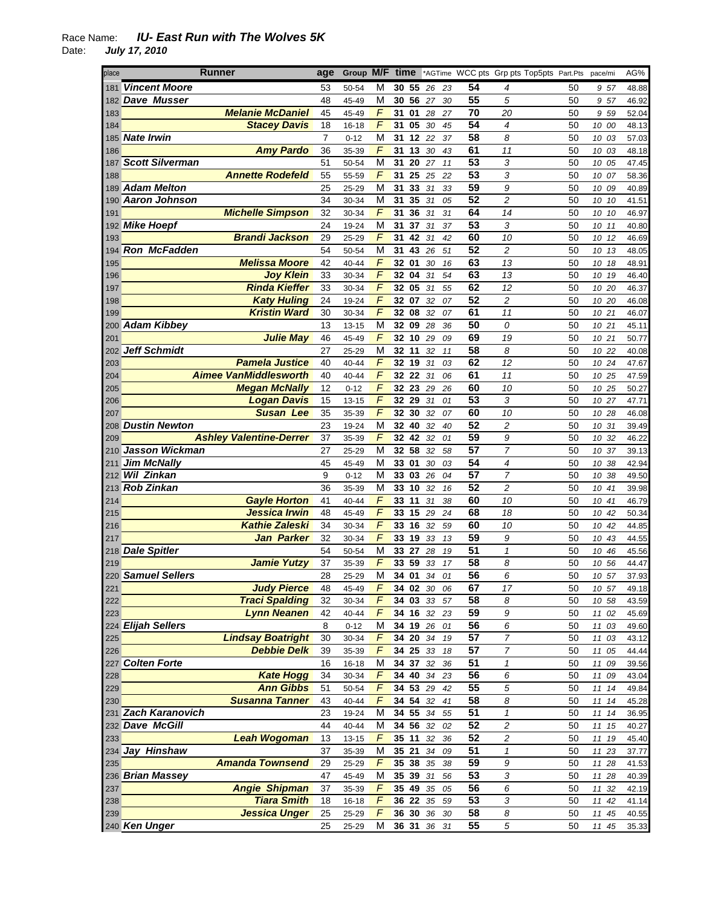Race Name: ***IU- East Run with The Wolves 5K***
Date: ***July 17, 2010***

| place | Runner | age | Group | M/F | time | | *AGTime | | WCC pts | Grp pts | Top5pts | Part.Pts | pace/mi | | AG% |
|---|---|---|---|---|---|---|---|---|---|---|---|---|---|---|---|
| 181 | **Vincent Moore** | 53 | 50-54 | M | 30 | 55 | 26 | 23 | 54 | 4 | | 50 | 9 | 57 | 48.88 |
| 182 | **Dave Musser** | 48 | 45-49 | M | 30 | 56 | 27 | 30 | 55 | 5 | | 50 | 9 | 57 | 46.92 |
| 183 | **Melanie McDaniel** | 45 | 45-49 | F | 31 | 01 | 28 | 27 | 70 | 20 | | 50 | 9 | 59 | 52.04 |
| 184 | **Stacey Davis** | 18 | 16-18 | F | 31 | 05 | 30 | 45 | 54 | 4 | | 50 | 10 | 00 | 48.13 |
| 185 | **Nate Irwin** | 7 | 0-12 | M | 31 | 12 | 22 | 37 | 58 | 8 | | 50 | 10 | 03 | 57.03 |
| 186 | **Amy Pardo** | 36 | 35-39 | F | 31 | 13 | 30 | 43 | 61 | 11 | | 50 | 10 | 03 | 48.18 |
| 187 | **Scott Silverman** | 51 | 50-54 | M | 31 | 20 | 27 | 11 | 53 | 3 | | 50 | 10 | 05 | 47.45 |
| 188 | **Annette Rodefeld** | 55 | 55-59 | F | 31 | 25 | 25 | 22 | 53 | 3 | | 50 | 10 | 07 | 58.36 |
| 189 | **Adam Melton** | 25 | 25-29 | M | 31 | 33 | 31 | 33 | 59 | 9 | | 50 | 10 | 09 | 40.89 |
| 190 | **Aaron Johnson** | 34 | 30-34 | M | 31 | 35 | 31 | 05 | 52 | 2 | | 50 | 10 | 10 | 41.51 |
| 191 | **Michelle Simpson** | 32 | 30-34 | F | 31 | 36 | 31 | 31 | 64 | 14 | | 50 | 10 | 10 | 46.97 |
| 192 | **Mike Hoepf** | 24 | 19-24 | M | 31 | 37 | 31 | 37 | 53 | 3 | | 50 | 10 | 11 | 40.80 |
| 193 | **Brandi Jackson** | 29 | 25-29 | F | 31 | 42 | 31 | 42 | 60 | 10 | | 50 | 10 | 12 | 46.69 |
| 194 | **Ron McFadden** | 54 | 50-54 | M | 31 | 43 | 26 | 51 | 52 | 2 | | 50 | 10 | 13 | 48.05 |
| 195 | **Melissa Moore** | 42 | 40-44 | F | 32 | 01 | 30 | 16 | 63 | 13 | | 50 | 10 | 18 | 48.91 |
| 196 | **Joy Klein** | 33 | 30-34 | F | 32 | 04 | 31 | 54 | 63 | 13 | | 50 | 10 | 19 | 46.40 |
| 197 | **Rinda Kieffer** | 33 | 30-34 | F | 32 | 05 | 31 | 55 | 62 | 12 | | 50 | 10 | 20 | 46.37 |
| 198 | **Katy Huling** | 24 | 19-24 | F | 32 | 07 | 32 | 07 | 52 | 2 | | 50 | 10 | 20 | 46.08 |
| 199 | **Kristin Ward** | 30 | 30-34 | F | 32 | 08 | 32 | 07 | 61 | 11 | | 50 | 10 | 21 | 46.07 |
| 200 | **Adam Kibbey** | 13 | 13-15 | M | 32 | 09 | 28 | 36 | 50 | 0 | | 50 | 10 | 21 | 45.11 |
| 201 | **Julie May** | 46 | 45-49 | F | 32 | 10 | 29 | 09 | 69 | 19 | | 50 | 10 | 21 | 50.77 |
| 202 | **Jeff Schmidt** | 27 | 25-29 | M | 32 | 11 | 32 | 11 | 58 | 8 | | 50 | 10 | 22 | 40.08 |
| 203 | **Pamela Justice** | 40 | 40-44 | F | 32 | 19 | 31 | 03 | 62 | 12 | | 50 | 10 | 24 | 47.67 |
| 204 | **Aimee VanMiddlesworth** | 40 | 40-44 | F | 32 | 22 | 31 | 06 | 61 | 11 | | 50 | 10 | 25 | 47.59 |
| 205 | **Megan McNally** | 12 | 0-12 | F | 32 | 23 | 29 | 26 | 60 | 10 | | 50 | 10 | 25 | 50.27 |
| 206 | **Logan Davis** | 15 | 13-15 | F | 32 | 29 | 31 | 01 | 53 | 3 | | 50 | 10 | 27 | 47.71 |
| 207 | **Susan Lee** | 35 | 35-39 | F | 32 | 30 | 32 | 07 | 60 | 10 | | 50 | 10 | 28 | 46.08 |
| 208 | **Dustin Newton** | 23 | 19-24 | M | 32 | 40 | 32 | 40 | 52 | 2 | | 50 | 10 | 31 | 39.49 |
| 209 | **Ashley Valentine-Derrer** | 37 | 35-39 | F | 32 | 42 | 32 | 01 | 59 | 9 | | 50 | 10 | 32 | 46.22 |
| 210 | **Jasson Wickman** | 27 | 25-29 | M | 32 | 58 | 32 | 58 | 57 | 7 | | 50 | 10 | 37 | 39.13 |
| 211 | **Jim McNally** | 45 | 45-49 | M | 33 | 01 | 30 | 03 | 54 | 4 | | 50 | 10 | 38 | 42.94 |
| 212 | **Wil Zinkan** | 9 | 0-12 | M | 33 | 03 | 26 | 04 | 57 | 7 | | 50 | 10 | 38 | 49.50 |
| 213 | **Rob Zinkan** | 36 | 35-39 | M | 33 | 10 | 32 | 16 | 52 | 2 | | 50 | 10 | 41 | 39.98 |
| 214 | **Gayle Horton** | 41 | 40-44 | F | 33 | 11 | 31 | 38 | 60 | 10 | | 50 | 10 | 41 | 46.79 |
| 215 | **Jessica Irwin** | 48 | 45-49 | F | 33 | 15 | 29 | 24 | 68 | 18 | | 50 | 10 | 42 | 50.34 |
| 216 | **Kathie Zaleski** | 34 | 30-34 | F | 33 | 16 | 32 | 59 | 60 | 10 | | 50 | 10 | 42 | 44.85 |
| 217 | **Jan Parker** | 32 | 30-34 | F | 33 | 19 | 33 | 13 | 59 | 9 | | 50 | 10 | 43 | 44.55 |
| 218 | **Dale Spitler** | 54 | 50-54 | M | 33 | 27 | 28 | 19 | 51 | 1 | | 50 | 10 | 46 | 45.56 |
| 219 | **Jamie Yutzy** | 37 | 35-39 | F | 33 | 59 | 33 | 17 | 58 | 8 | | 50 | 10 | 56 | 44.47 |
| 220 | **Samuel Sellers** | 28 | 25-29 | M | 34 | 01 | 34 | 01 | 56 | 6 | | 50 | 10 | 57 | 37.93 |
| 221 | **Judy Pierce** | 48 | 45-49 | F | 34 | 02 | 30 | 06 | 67 | 17 | | 50 | 10 | 57 | 49.18 |
| 222 | **Traci Spalding** | 32 | 30-34 | F | 34 | 03 | 33 | 57 | 58 | 8 | | 50 | 10 | 58 | 43.59 |
| 223 | **Lynn Neanen** | 42 | 40-44 | F | 34 | 16 | 32 | 23 | 59 | 9 | | 50 | 11 | 02 | 45.69 |
| 224 | **Elijah Sellers** | 8 | 0-12 | M | 34 | 19 | 26 | 01 | 56 | 6 | | 50 | 11 | 03 | 49.60 |
| 225 | **Lindsay Boatright** | 30 | 30-34 | F | 34 | 20 | 34 | 19 | 57 | 7 | | 50 | 11 | 03 | 43.12 |
| 226 | **Debbie Delk** | 39 | 35-39 | F | 34 | 25 | 33 | 18 | 57 | 7 | | 50 | 11 | 05 | 44.44 |
| 227 | **Colten Forte** | 16 | 16-18 | M | 34 | 37 | 32 | 36 | 51 | 1 | | 50 | 11 | 09 | 39.56 |
| 228 | **Kate Hogg** | 34 | 30-34 | F | 34 | 40 | 34 | 23 | 56 | 6 | | 50 | 11 | 09 | 43.04 |
| 229 | **Ann Gibbs** | 51 | 50-54 | F | 34 | 53 | 29 | 42 | 55 | 5 | | 50 | 11 | 14 | 49.84 |
| 230 | **Susanna Tanner** | 43 | 40-44 | F | 34 | 54 | 32 | 41 | 58 | 8 | | 50 | 11 | 14 | 45.28 |
| 231 | **Zach Karanovich** | 23 | 19-24 | M | 34 | 55 | 34 | 55 | 51 | 1 | | 50 | 11 | 14 | 36.95 |
| 232 | **Dave McGill** | 44 | 40-44 | M | 34 | 56 | 32 | 02 | 52 | 2 | | 50 | 11 | 15 | 40.27 |
| 233 | **Leah Wogoman** | 13 | 13-15 | F | 35 | 11 | 32 | 36 | 52 | 2 | | 50 | 11 | 19 | 45.40 |
| 234 | **Jay Hinshaw** | 37 | 35-39 | M | 35 | 21 | 34 | 09 | 51 | 1 | | 50 | 11 | 23 | 37.77 |
| 235 | **Amanda Townsend** | 29 | 25-29 | F | 35 | 38 | 35 | 38 | 59 | 9 | | 50 | 11 | 28 | 41.53 |
| 236 | **Brian Massey** | 47 | 45-49 | M | 35 | 39 | 31 | 56 | 53 | 3 | | 50 | 11 | 28 | 40.39 |
| 237 | **Angie Shipman** | 37 | 35-39 | F | 35 | 49 | 35 | 05 | 56 | 6 | | 50 | 11 | 32 | 42.19 |
| 238 | **Tiara Smith** | 18 | 16-18 | F | 36 | 22 | 35 | 59 | 53 | 3 | | 50 | 11 | 42 | 41.14 |
| 239 | **Jessica Unger** | 25 | 25-29 | F | 36 | 30 | 36 | 30 | 58 | 8 | | 50 | 11 | 45 | 40.55 |
| 240 | **Ken Unger** | 25 | 25-29 | M | 36 | 31 | 36 | 31 | 55 | 5 | | 50 | 11 | 45 | 35.33 |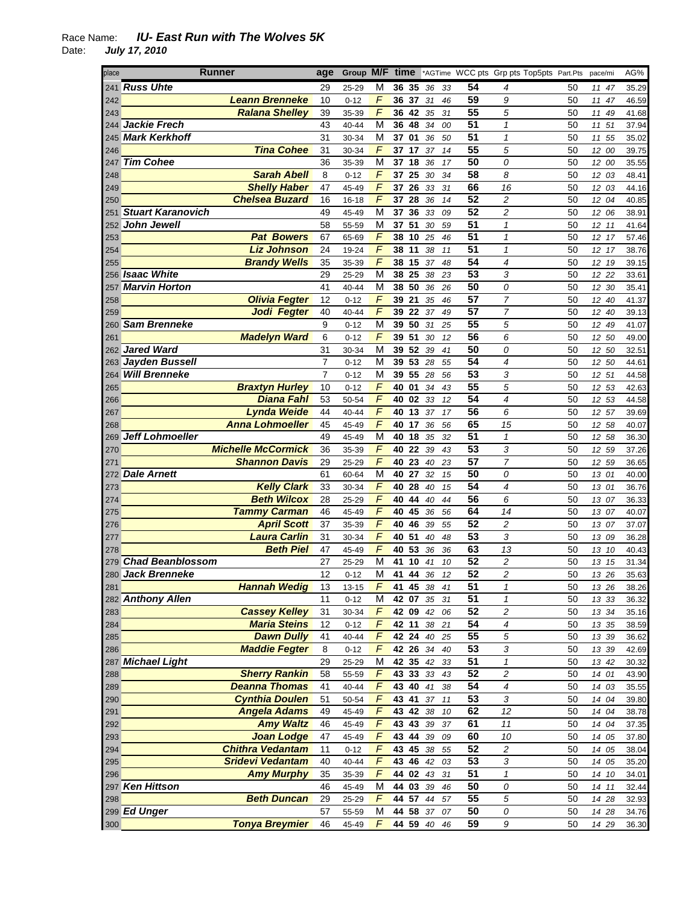Race Name: ***IU- East Run with The Wolves 5K***
Date: ***July 17, 2010***

| place | Runner | age | Group | M/F | time | *AGTime | WCC pts | Grp pts | Top5pts | Part.Pts | pace/mi | AG% |
|---|---|---|---|---|---|---|---|---|---|---|---|---|
| 241 | **Russ Uhte** | 29 | 25-29 | M | 36 35 | 36 33 | 54 | 4 | | 50 | 11 47 | 35.29 |
| 242 | **Leann Brenneke** | 10 | 0-12 | F | 36 37 | 31 46 | 59 | 9 | | 50 | 11 47 | 46.59 |
| 243 | **Ralana Shelley** | 39 | 35-39 | F | 36 42 | 35 31 | 55 | 5 | | 50 | 11 49 | 41.68 |
| 244 | **Jackie Frech** | 43 | 40-44 | M | 36 48 | 34 00 | 51 | 1 | | 50 | 11 51 | 37.94 |
| 245 | **Mark Kerkhoff** | 31 | 30-34 | M | 37 01 | 36 50 | 51 | 1 | | 50 | 11 55 | 35.02 |
| 246 | **Tina Cohee** | 31 | 30-34 | F | 37 17 | 37 14 | 55 | 5 | | 50 | 12 00 | 39.75 |
| 247 | **Tim Cohee** | 36 | 35-39 | M | 37 18 | 36 17 | 50 | 0 | | 50 | 12 00 | 35.55 |
| 248 | **Sarah Abell** | 8 | 0-12 | F | 37 25 | 30 34 | 58 | 8 | | 50 | 12 03 | 48.41 |
| 249 | **Shelly Haber** | 47 | 45-49 | F | 37 26 | 33 31 | 66 | 16 | | 50 | 12 03 | 44.16 |
| 250 | **Chelsea Buzard** | 16 | 16-18 | F | 37 28 | 36 14 | 52 | 2 | | 50 | 12 04 | 40.85 |
| 251 | **Stuart Karanovich** | 49 | 45-49 | M | 37 36 | 33 09 | 52 | 2 | | 50 | 12 06 | 38.91 |
| 252 | **John Jewell** | 58 | 55-59 | M | 37 51 | 30 59 | 51 | 1 | | 50 | 12 11 | 41.64 |
| 253 | **Pat Bowers** | 67 | 65-69 | F | 38 10 | 25 46 | 51 | 1 | | 50 | 12 17 | 57.46 |
| 254 | **Liz Johnson** | 24 | 19-24 | F | 38 11 | 38 11 | 51 | 1 | | 50 | 12 17 | 38.76 |
| 255 | **Brandy Wells** | 35 | 35-39 | F | 38 15 | 37 48 | 54 | 4 | | 50 | 12 19 | 39.15 |
| 256 | **Isaac White** | 29 | 25-29 | M | 38 25 | 38 23 | 53 | 3 | | 50 | 12 22 | 33.61 |
| 257 | **Marvin Horton** | 41 | 40-44 | M | 38 50 | 36 26 | 50 | 0 | | 50 | 12 30 | 35.41 |
| 258 | **Olivia Fegter** | 12 | 0-12 | F | 39 21 | 35 46 | 57 | 7 | | 50 | 12 40 | 41.37 |
| 259 | **Jodi Fegter** | 40 | 40-44 | F | 39 22 | 37 49 | 57 | 7 | | 50 | 12 40 | 39.13 |
| 260 | **Sam Brenneke** | 9 | 0-12 | M | 39 50 | 31 25 | 55 | 5 | | 50 | 12 49 | 41.07 |
| 261 | **Madelyn Ward** | 6 | 0-12 | F | 39 51 | 30 12 | 56 | 6 | | 50 | 12 50 | 49.00 |
| 262 | **Jared Ward** | 31 | 30-34 | M | 39 52 | 39 41 | 50 | 0 | | 50 | 12 50 | 32.51 |
| 263 | **Jayden Bussell** | 7 | 0-12 | M | 39 53 | 28 55 | 54 | 4 | | 50 | 12 50 | 44.61 |
| 264 | **Will Brenneke** | 7 | 0-12 | M | 39 55 | 28 56 | 53 | 3 | | 50 | 12 51 | 44.58 |
| 265 | **Braxtyn Hurley** | 10 | 0-12 | F | 40 01 | 34 43 | 55 | 5 | | 50 | 12 53 | 42.63 |
| 266 | **Diana Fahl** | 53 | 50-54 | F | 40 02 | 33 12 | 54 | 4 | | 50 | 12 53 | 44.58 |
| 267 | **Lynda Weide** | 44 | 40-44 | F | 40 13 | 37 17 | 56 | 6 | | 50 | 12 57 | 39.69 |
| 268 | **Anna Lohmoeller** | 45 | 45-49 | F | 40 17 | 36 56 | 65 | 15 | | 50 | 12 58 | 40.07 |
| 269 | **Jeff Lohmoeller** | 49 | 45-49 | M | 40 18 | 35 32 | 51 | 1 | | 50 | 12 58 | 36.30 |
| 270 | **Michelle McCormick** | 36 | 35-39 | F | 40 22 | 39 43 | 53 | 3 | | 50 | 12 59 | 37.26 |
| 271 | **Shannon Davis** | 29 | 25-29 | F | 40 23 | 40 23 | 57 | 7 | | 50 | 12 59 | 36.65 |
| 272 | **Dale Arnett** | 61 | 60-64 | M | 40 27 | 32 15 | 50 | 0 | | 50 | 13 01 | 40.00 |
| 273 | **Kelly Clark** | 33 | 30-34 | F | 40 28 | 40 15 | 54 | 4 | | 50 | 13 01 | 36.76 |
| 274 | **Beth Wilcox** | 28 | 25-29 | F | 40 44 | 40 44 | 56 | 6 | | 50 | 13 07 | 36.33 |
| 275 | **Tammy Carman** | 46 | 45-49 | F | 40 45 | 36 56 | 64 | 14 | | 50 | 13 07 | 40.07 |
| 276 | **April Scott** | 37 | 35-39 | F | 40 46 | 39 55 | 52 | 2 | | 50 | 13 07 | 37.07 |
| 277 | **Laura Carlin** | 31 | 30-34 | F | 40 51 | 40 48 | 53 | 3 | | 50 | 13 09 | 36.28 |
| 278 | **Beth Piel** | 47 | 45-49 | F | 40 53 | 36 36 | 63 | 13 | | 50 | 13 10 | 40.43 |
| 279 | **Chad Beanblossom** | 27 | 25-29 | M | 41 10 | 41 10 | 52 | 2 | | 50 | 13 15 | 31.34 |
| 280 | **Jack Brenneke** | 12 | 0-12 | M | 41 44 | 36 12 | 52 | 2 | | 50 | 13 26 | 35.63 |
| 281 | **Hannah Wedig** | 13 | 13-15 | F | 41 45 | 38 41 | 51 | 1 | | 50 | 13 26 | 38.26 |
| 282 | **Anthony Allen** | 11 | 0-12 | M | 42 07 | 35 31 | 51 | 1 | | 50 | 13 33 | 36.32 |
| 283 | **Cassey Kelley** | 31 | 30-34 | F | 42 09 | 42 06 | 52 | 2 | | 50 | 13 34 | 35.16 |
| 284 | **Maria Steins** | 12 | 0-12 | F | 42 11 | 38 21 | 54 | 4 | | 50 | 13 35 | 38.59 |
| 285 | **Dawn Dully** | 41 | 40-44 | F | 42 24 | 40 25 | 55 | 5 | | 50 | 13 39 | 36.62 |
| 286 | **Maddie Fegter** | 8 | 0-12 | F | 42 26 | 34 40 | 53 | 3 | | 50 | 13 39 | 42.69 |
| 287 | **Michael Light** | 29 | 25-29 | M | 42 35 | 42 33 | 51 | 1 | | 50 | 13 42 | 30.32 |
| 288 | **Sherry Rankin** | 58 | 55-59 | F | 43 33 | 33 43 | 52 | 2 | | 50 | 14 01 | 43.90 |
| 289 | **Deanna Thomas** | 41 | 40-44 | F | 43 40 | 41 38 | 54 | 4 | | 50 | 14 03 | 35.55 |
| 290 | **Cynthia Doulen** | 51 | 50-54 | F | 43 41 | 37 11 | 53 | 3 | | 50 | 14 04 | 39.80 |
| 291 | **Angela Adams** | 49 | 45-49 | F | 43 42 | 38 10 | 62 | 12 | | 50 | 14 04 | 38.78 |
| 292 | **Amy Waltz** | 46 | 45-49 | F | 43 43 | 39 37 | 61 | 11 | | 50 | 14 04 | 37.35 |
| 293 | **Joan Lodge** | 47 | 45-49 | F | 43 44 | 39 09 | 60 | 10 | | 50 | 14 05 | 37.80 |
| 294 | **Chithra Vedantam** | 11 | 0-12 | F | 43 45 | 38 55 | 52 | 2 | | 50 | 14 05 | 38.04 |
| 295 | **Sridevi Vedantam** | 40 | 40-44 | F | 43 46 | 42 03 | 53 | 3 | | 50 | 14 05 | 35.20 |
| 296 | **Amy Murphy** | 35 | 35-39 | F | 44 02 | 43 31 | 51 | 1 | | 50 | 14 10 | 34.01 |
| 297 | **Ken Hittson** | 46 | 45-49 | M | 44 03 | 39 46 | 50 | 0 | | 50 | 14 11 | 32.44 |
| 298 | **Beth Duncan** | 29 | 25-29 | F | 44 57 | 44 57 | 55 | 5 | | 50 | 14 28 | 32.93 |
| 299 | **Ed Unger** | 57 | 55-59 | M | 44 58 | 37 07 | 50 | 0 | | 50 | 14 28 | 34.76 |
| 300 | **Tonya Breymier** | 46 | 45-49 | F | 44 59 | 40 46 | 59 | 9 | | 50 | 14 29 | 36.30 |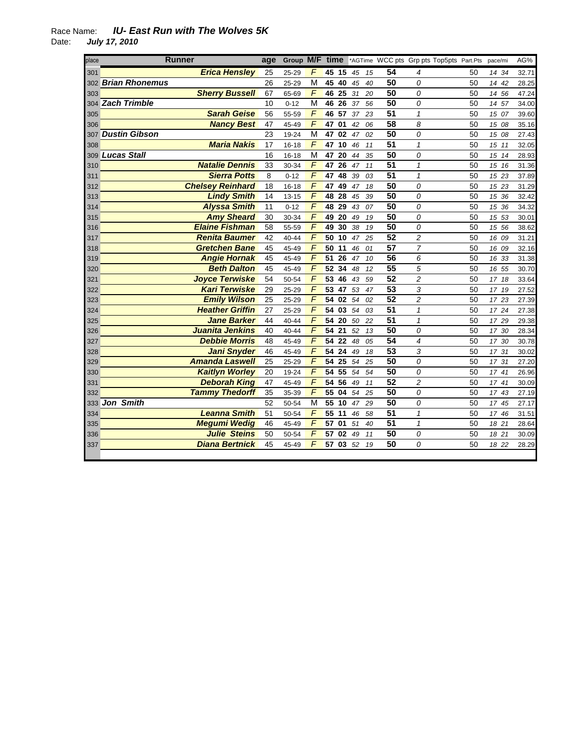Race Name: ***IU- East Run with The Wolves 5K***
Date: ***July 17, 2010***

| place | Runner | age | Group | M/F | time | | *AGTime | | WCC pts | Grp pts | Top5pts | Part.Pts | pace/mi | | AG% |
|---|---|---|---|---|---|---|---|---|---|---|---|---|---|---|---|
| 301 | ***Erica Hensley*** | 25 | 25-29 | F | **45** | **15** | 45 | 15 | **54** | 4 | | 50 | 14 | 34 | 32.71 |
| 302 | ***Brian Rhonemus*** | 26 | 25-29 | M | **45** | **40** | 45 | 40 | **50** | 0 | | 50 | 14 | 42 | 28.25 |
| 303 | ***Sherry Bussell*** | 67 | 65-69 | F | **46** | **25** | 31 | 20 | **50** | 0 | | 50 | 14 | 56 | 47.24 |
| 304 | ***Zach Trimble*** | 10 | 0-12 | M | **46** | **26** | 37 | 56 | **50** | 0 | | 50 | 14 | 57 | 34.00 |
| 305 | ***Sarah Geise*** | 56 | 55-59 | F | **46** | **57** | 37 | 23 | **51** | 1 | | 50 | 15 | 07 | 39.60 |
| 306 | ***Nancy Best*** | 47 | 45-49 | F | **47** | **01** | 42 | 06 | **58** | 8 | | 50 | 15 | 08 | 35.16 |
| 307 | ***Dustin Gibson*** | 23 | 19-24 | M | **47** | **02** | 47 | 02 | **50** | 0 | | 50 | 15 | 08 | 27.43 |
| 308 | ***Maria Nakis*** | 17 | 16-18 | F | **47** | **10** | 46 | 11 | **51** | 1 | | 50 | 15 | 11 | 32.05 |
| 309 | ***Lucas Stall*** | 16 | 16-18 | M | **47** | **20** | 44 | 35 | **50** | 0 | | 50 | 15 | 14 | 28.93 |
| 310 | ***Natalie Dennis*** | 33 | 30-34 | F | **47** | **26** | 47 | 11 | **51** | 1 | | 50 | 15 | 16 | 31.36 |
| 311 | ***Sierra Potts*** | 8 | 0-12 | F | **47** | **48** | 39 | 03 | **51** | 1 | | 50 | 15 | 23 | 37.89 |
| 312 | ***Chelsey Reinhard*** | 18 | 16-18 | F | **47** | **49** | 47 | 18 | **50** | 0 | | 50 | 15 | 23 | 31.29 |
| 313 | ***Lindy Smith*** | 14 | 13-15 | F | **48** | **28** | 45 | 39 | **50** | 0 | | 50 | 15 | 36 | 32.42 |
| 314 | ***Alyssa Smith*** | 11 | 0-12 | F | **48** | **29** | 43 | 07 | **50** | 0 | | 50 | 15 | 36 | 34.32 |
| 315 | ***Amy Sheard*** | 30 | 30-34 | F | **49** | **20** | 49 | 19 | **50** | 0 | | 50 | 15 | 53 | 30.01 |
| 316 | ***Elaine Fishman*** | 58 | 55-59 | F | **49** | **30** | 38 | 19 | **50** | 0 | | 50 | 15 | 56 | 38.62 |
| 317 | ***Renita Baumer*** | 42 | 40-44 | F | **50** | **10** | 47 | 25 | **52** | 2 | | 50 | 16 | 09 | 31.21 |
| 318 | ***Gretchen Bane*** | 45 | 45-49 | F | **50** | **11** | 46 | 01 | **57** | 7 | | 50 | 16 | 09 | 32.16 |
| 319 | ***Angie Hornak*** | 45 | 45-49 | F | **51** | **26** | 47 | 10 | **56** | 6 | | 50 | 16 | 33 | 31.38 |
| 320 | ***Beth Dalton*** | 45 | 45-49 | F | **52** | **34** | 48 | 12 | **55** | 5 | | 50 | 16 | 55 | 30.70 |
| 321 | ***Joyce Terwiske*** | 54 | 50-54 | F | **53** | **46** | 43 | 59 | **52** | 2 | | 50 | 17 | 18 | 33.64 |
| 322 | ***Kari Terwiske*** | 29 | 25-29 | F | **53** | **47** | 53 | 47 | **53** | 3 | | 50 | 17 | 19 | 27.52 |
| 323 | ***Emily Wilson*** | 25 | 25-29 | F | **54** | **02** | 54 | 02 | **52** | 2 | | 50 | 17 | 23 | 27.39 |
| 324 | ***Heather Griffin*** | 27 | 25-29 | F | **54** | **03** | 54 | 03 | **51** | 1 | | 50 | 17 | 24 | 27.38 |
| 325 | ***Jane Barker*** | 44 | 40-44 | F | **54** | **20** | 50 | 22 | **51** | 1 | | 50 | 17 | 29 | 29.38 |
| 326 | ***Juanita Jenkins*** | 40 | 40-44 | F | **54** | **21** | 52 | 13 | **50** | 0 | | 50 | 17 | 30 | 28.34 |
| 327 | ***Debbie Morris*** | 48 | 45-49 | F | **54** | **22** | 48 | 05 | **54** | 4 | | 50 | 17 | 30 | 30.78 |
| 328 | ***Jani Snyder*** | 46 | 45-49 | F | **54** | **24** | 49 | 18 | **53** | 3 | | 50 | 17 | 31 | 30.02 |
| 329 | ***Amanda Laswell*** | 25 | 25-29 | F | **54** | **25** | 54 | 25 | **50** | 0 | | 50 | 17 | 31 | 27.20 |
| 330 | ***Kaitlyn Worley*** | 20 | 19-24 | F | **54** | **55** | 54 | 54 | **50** | 0 | | 50 | 17 | 41 | 26.96 |
| 331 | ***Deborah King*** | 47 | 45-49 | F | **54** | **56** | 49 | 11 | **52** | 2 | | 50 | 17 | 41 | 30.09 |
| 332 | ***Tammy Thedorff*** | 35 | 35-39 | F | **55** | **04** | 54 | 25 | **50** | 0 | | 50 | 17 | 43 | 27.19 |
| 333 | ***Jon Smith*** | 52 | 50-54 | M | **55** | **10** | 47 | 29 | **50** | 0 | | 50 | 17 | 45 | 27.17 |
| 334 | ***Leanna Smith*** | 51 | 50-54 | F | **55** | **11** | 46 | 58 | **51** | 1 | | 50 | 17 | 46 | 31.51 |
| 335 | ***Megumi Wedig*** | 46 | 45-49 | F | **57** | **01** | 51 | 40 | **51** | 1 | | 50 | 18 | 21 | 28.64 |
| 336 | ***Julie Steins*** | 50 | 50-54 | F | **57** | **02** | 49 | 11 | **50** | 0 | | 50 | 18 | 21 | 30.09 |
| 337 | ***Diana Bertnick*** | 45 | 45-49 | F | **57** | **03** | 52 | 19 | **50** | 0 | | 50 | 18 | 22 | 28.29 |